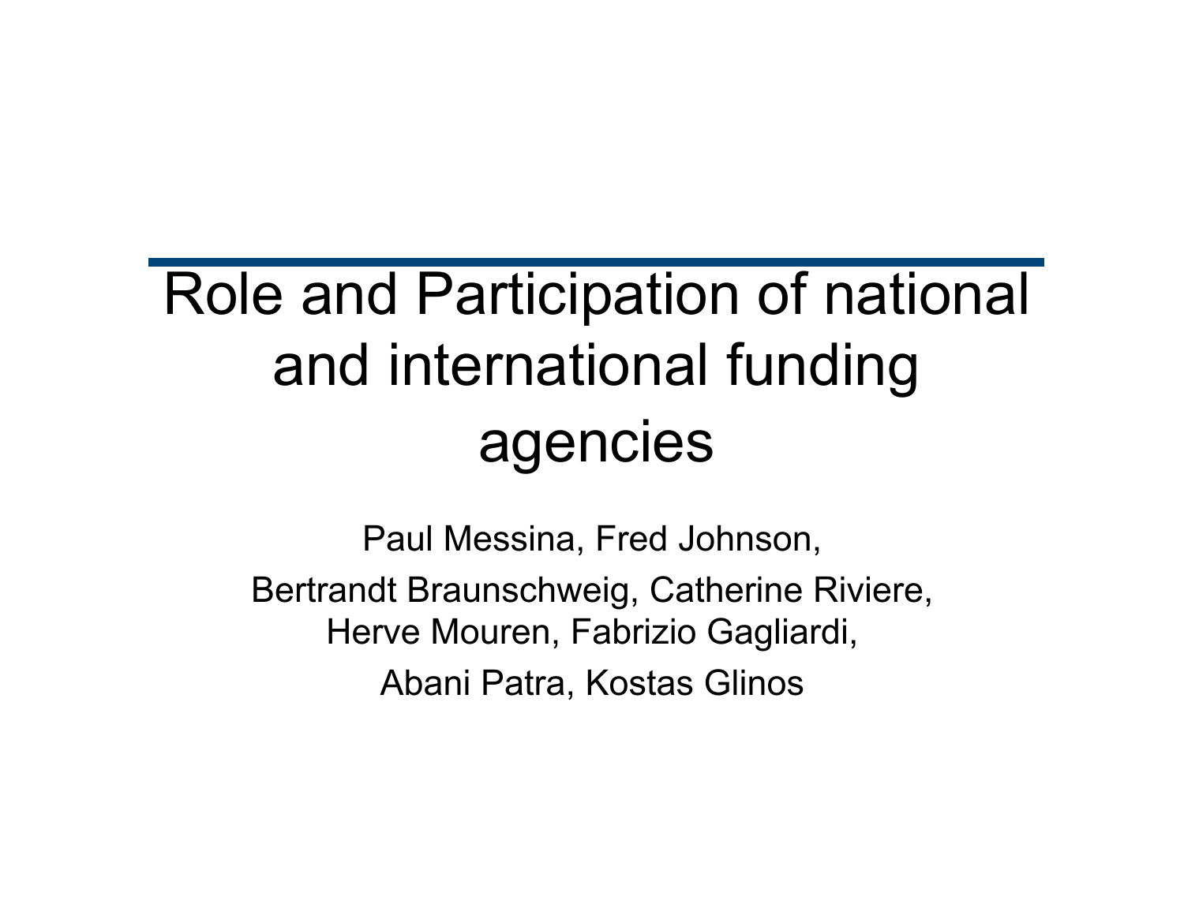# Role and Participation of national and international funding agencies

Paul Messina, Fred Johnson,

Bertrandt Braunschweig, Catherine Riviere, Herve Mouren, Fabrizio Gagliardi,

Abani Patra, Kostas Glinos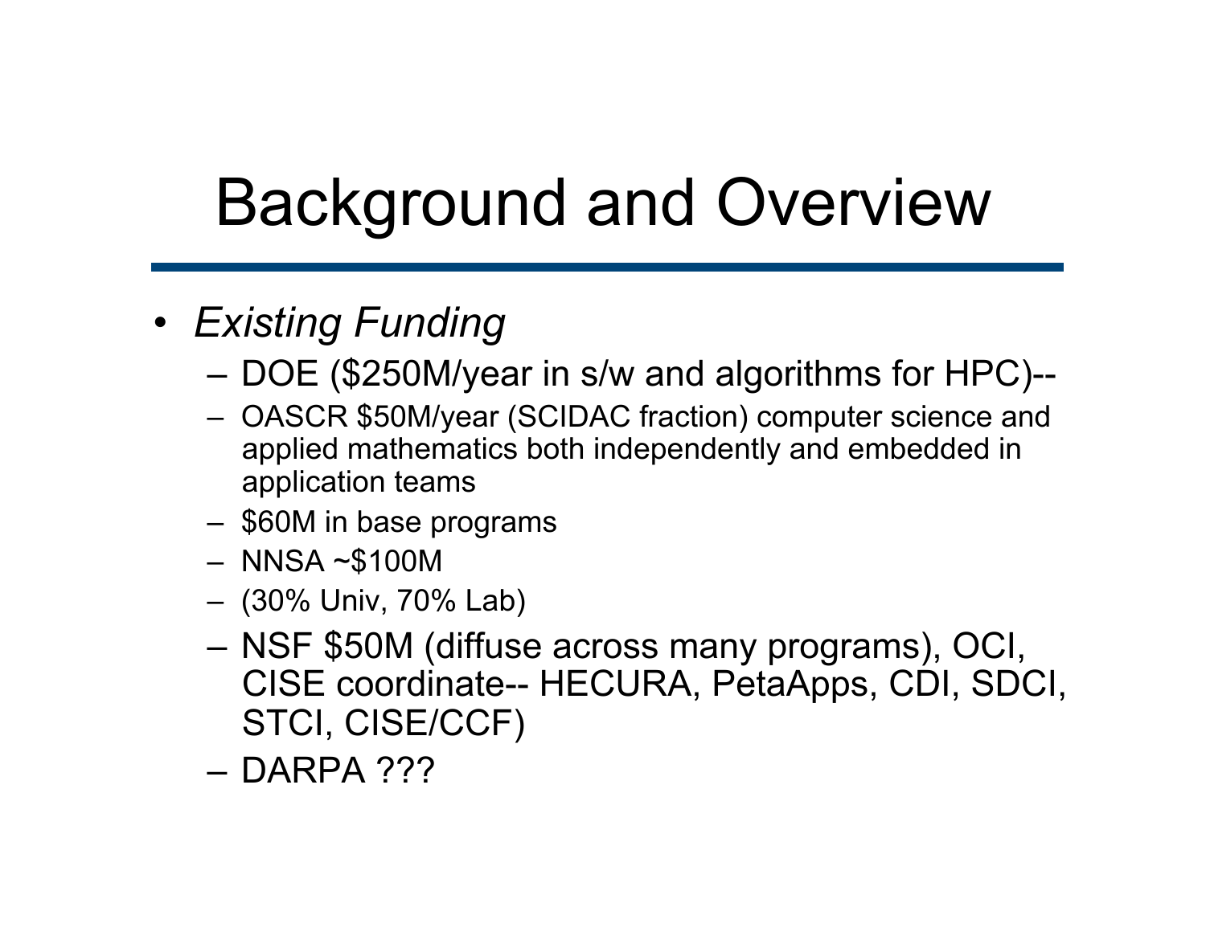# Background and Overview

- *Existing Funding*
  - DOE ($250M/year in s/w and algorithms for HPC)--
  - OASCR $50M/year (SCIDAC fraction) computer science and applied mathematics both independently and embedded in application teams
  - $60M in base programs
  - NNSA ~$100M
  - (30% Univ, 70% Lab)
  - NSF $50M (diffuse across many programs), OCI, CISE coordinate-- HECURA, PetaApps, CDI, SDCI, STCI, CISE/CCF)
  - DARPA ???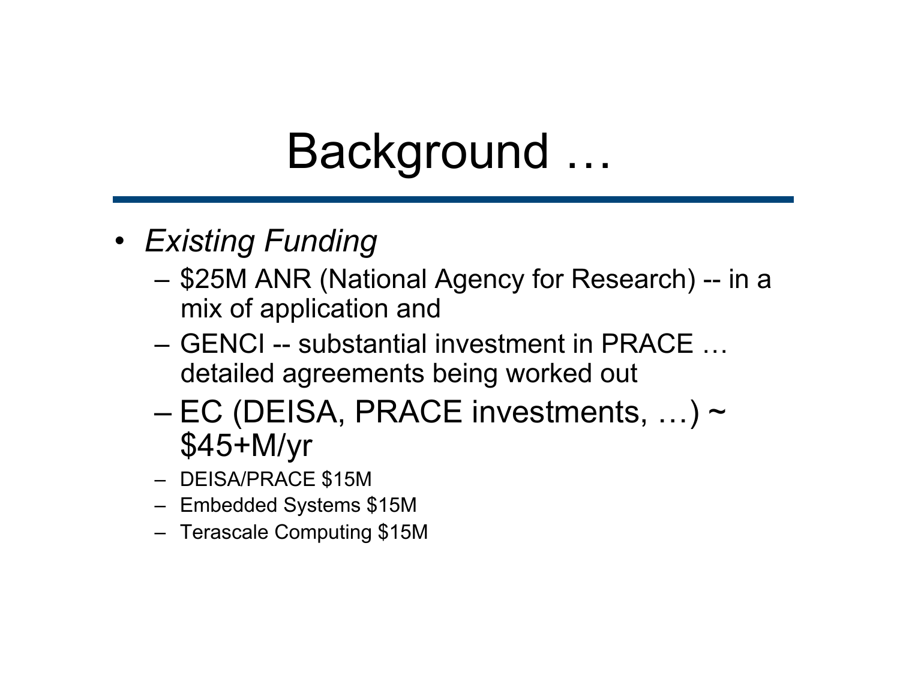# Background …

- *Existing Funding*
  - $25M ANR (National Agency for Research) -- in a mix of application and
  - GENCI -- substantial investment in PRACE … detailed agreements being worked out
  - EC (DEISA, PRACE investments, …) ~ $45+M/yr
  - DEISA/PRACE $15M
  - Embedded Systems $15M
  - Terascale Computing $15M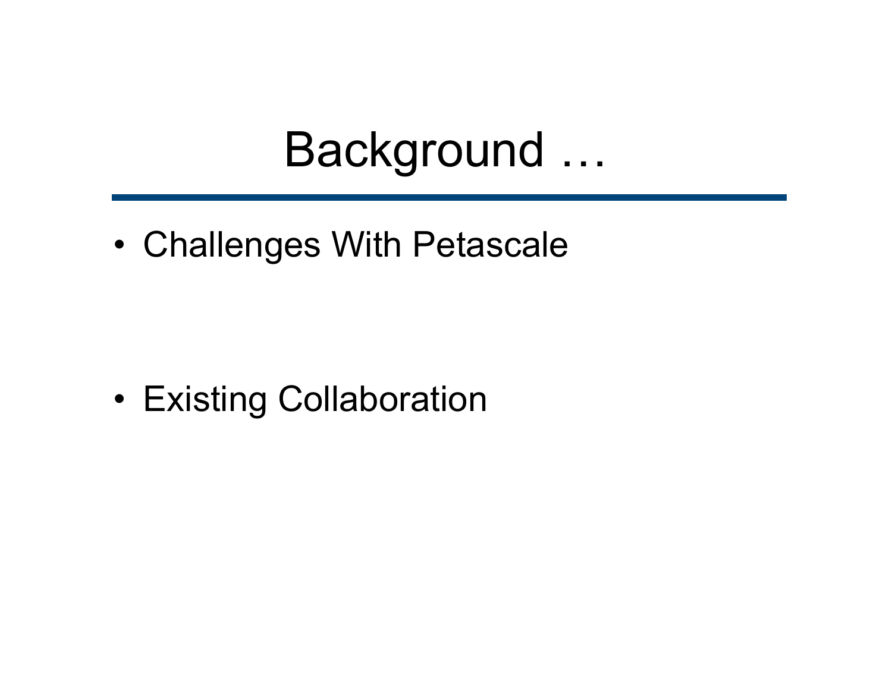# Background …

- Challenges With Petascale

- Existing Collaboration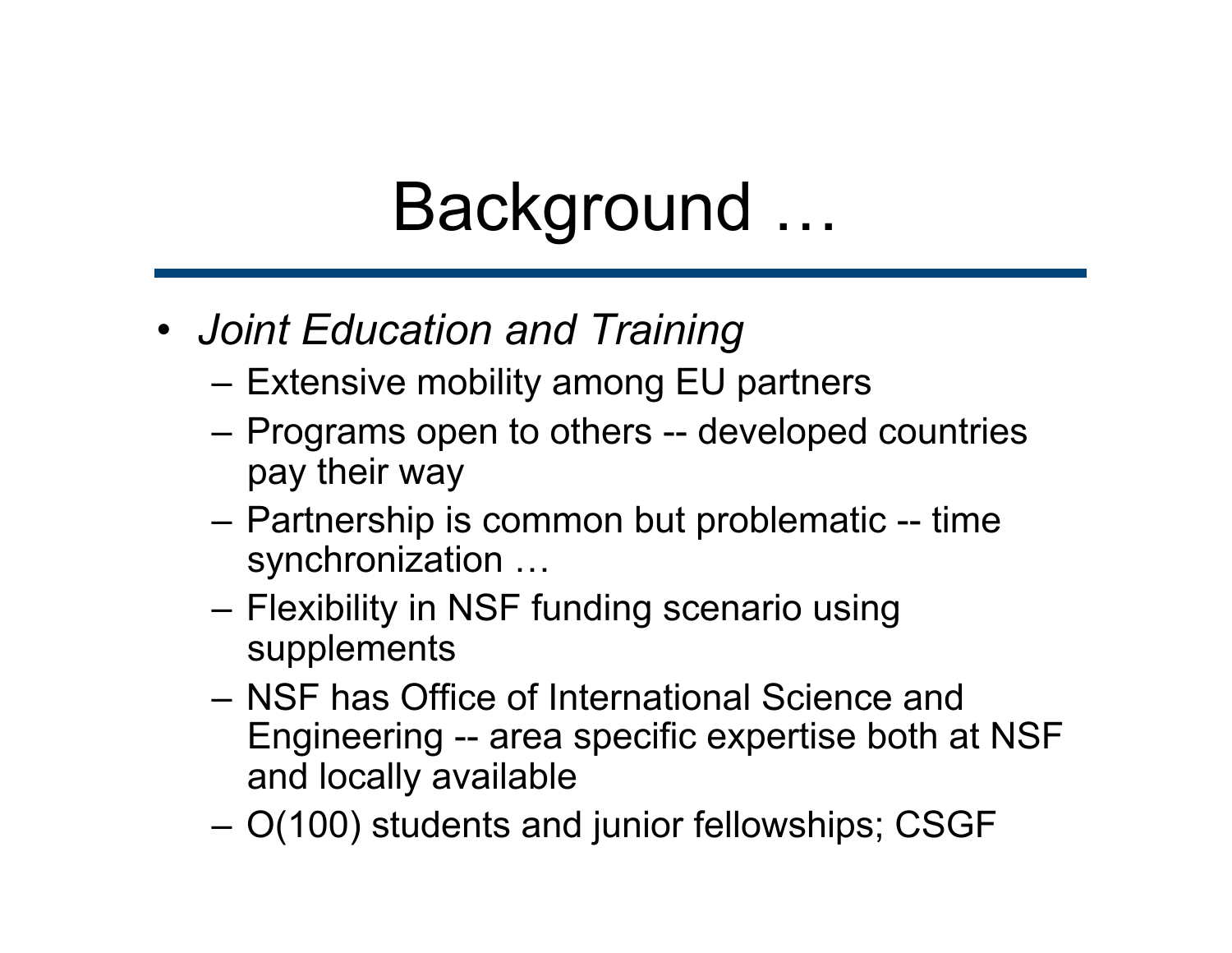# Background …

- *Joint Education and Training*
  - Extensive mobility among EU partners
  - Programs open to others -- developed countries pay their way
  - Partnership is common but problematic -- time synchronization …
  - Flexibility in NSF funding scenario using supplements
  - NSF has Office of International Science and Engineering -- area specific expertise both at NSF and locally available
  - O(100) students and junior fellowships; CSGF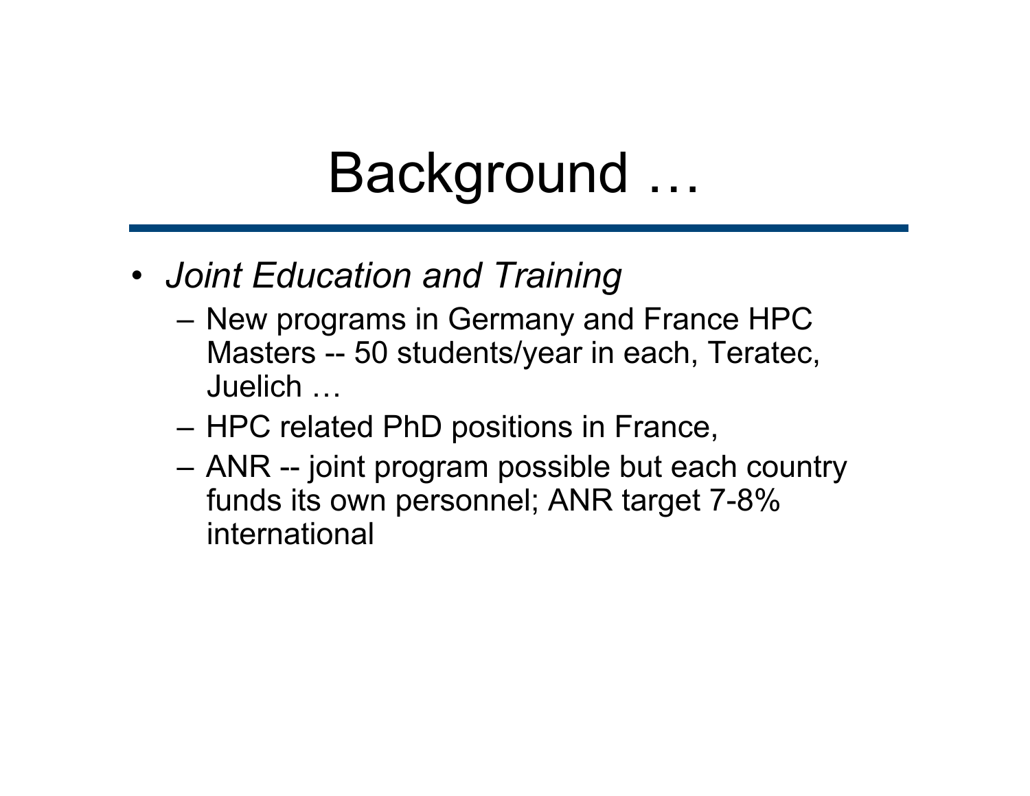# Background …

- *Joint Education and Training*
  - New programs in Germany and France HPC Masters -- 50 students/year in each, Teratec, Juelich …
  - HPC related PhD positions in France,
  - ANR -- joint program possible but each country funds its own personnel; ANR target 7-8% international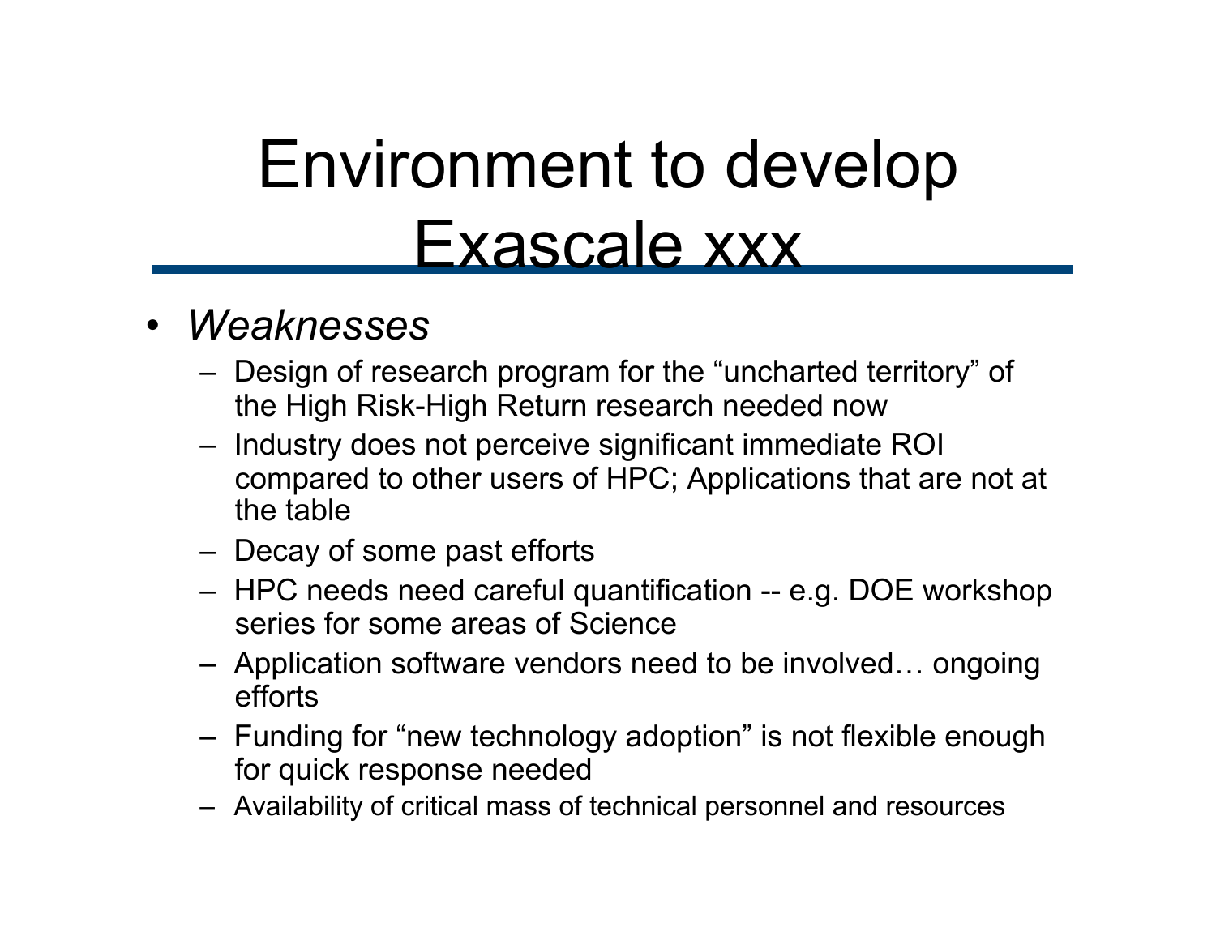# Environment to develop Exascale xxx

- *Weaknesses*
  - Design of research program for the "uncharted territory" of the High Risk-High Return research needed now
  - Industry does not perceive significant immediate ROI compared to other users of HPC; Applications that are not at the table
  - Decay of some past efforts
  - HPC needs need careful quantification -- e.g. DOE workshop series for some areas of Science
  - Application software vendors need to be involved… ongoing efforts
  - Funding for "new technology adoption" is not flexible enough for quick response needed
  - Availability of critical mass of technical personnel and resources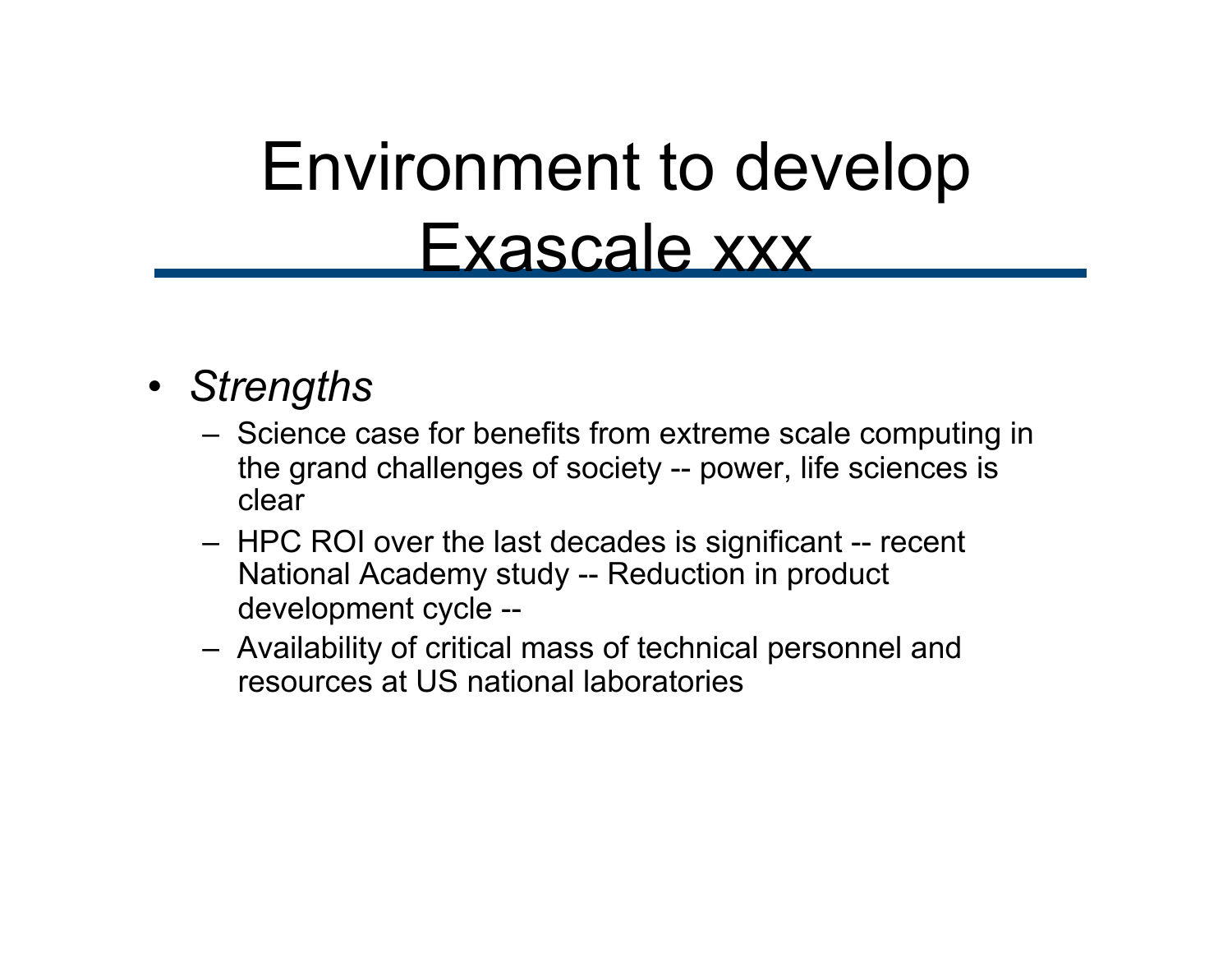# Environment to develop Exascale xxx

- *Strengths*
  - Science case for benefits from extreme scale computing in the grand challenges of society -- power, life sciences is clear
  - HPC ROI over the last decades is significant -- recent National Academy study -- Reduction in product development cycle --
  - Availability of critical mass of technical personnel and resources at US national laboratories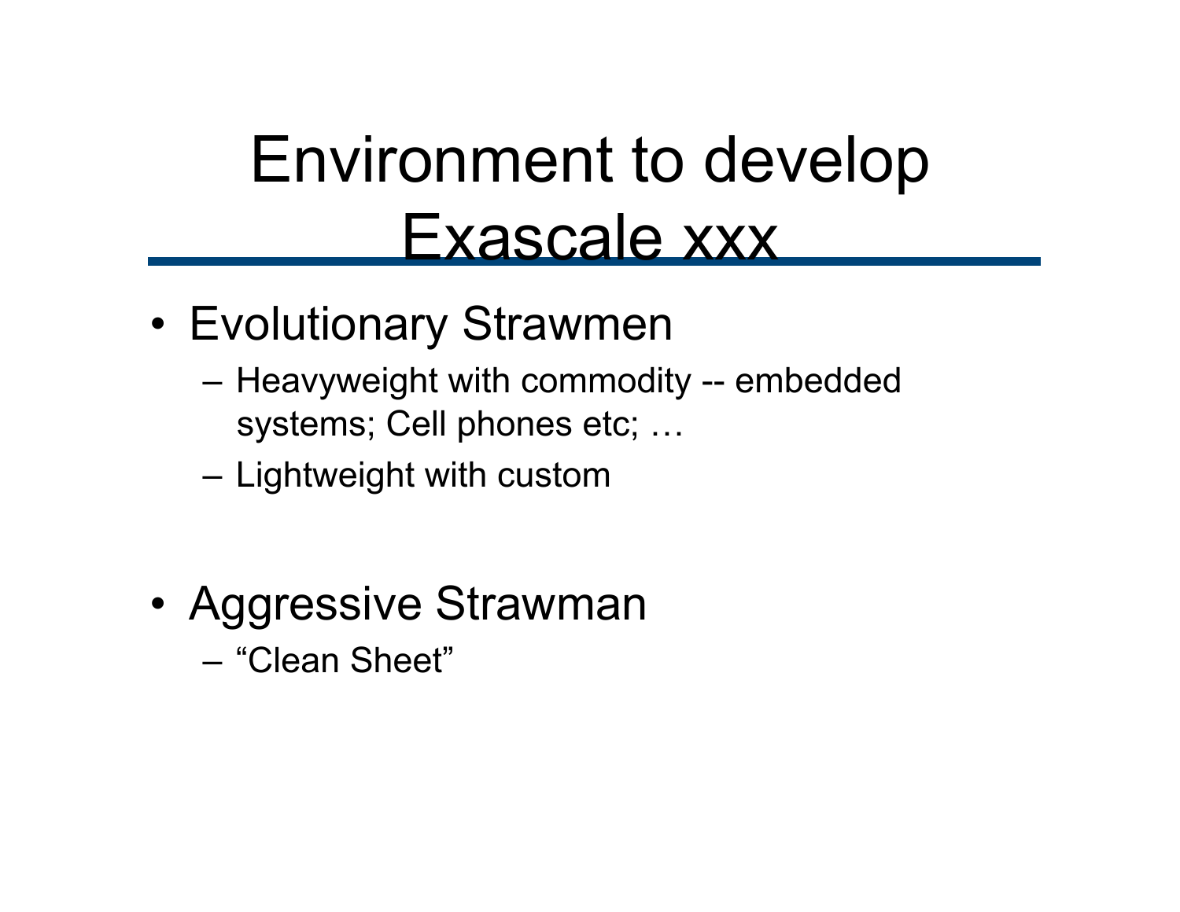# Environment to develop Exascale xxx

- Evolutionary Strawmen
  - Heavyweight with commodity -- embedded systems; Cell phones etc; …
  - Lightweight with custom

- Aggressive Strawman
  - “Clean Sheet”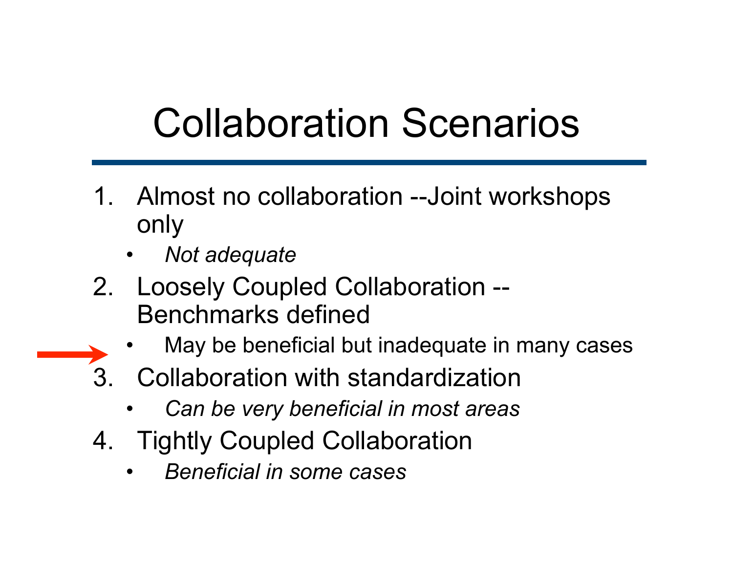# Collaboration Scenarios

1. Almost no collaboration --Joint workshops only
   - *Not adequate*
2. Loosely Coupled Collaboration -- Benchmarks defined
   - May be beneficial but inadequate in many cases
3. Collaboration with standardization
   - *Can be very beneficial in most areas*
4. Tightly Coupled Collaboration
   - *Beneficial in some cases*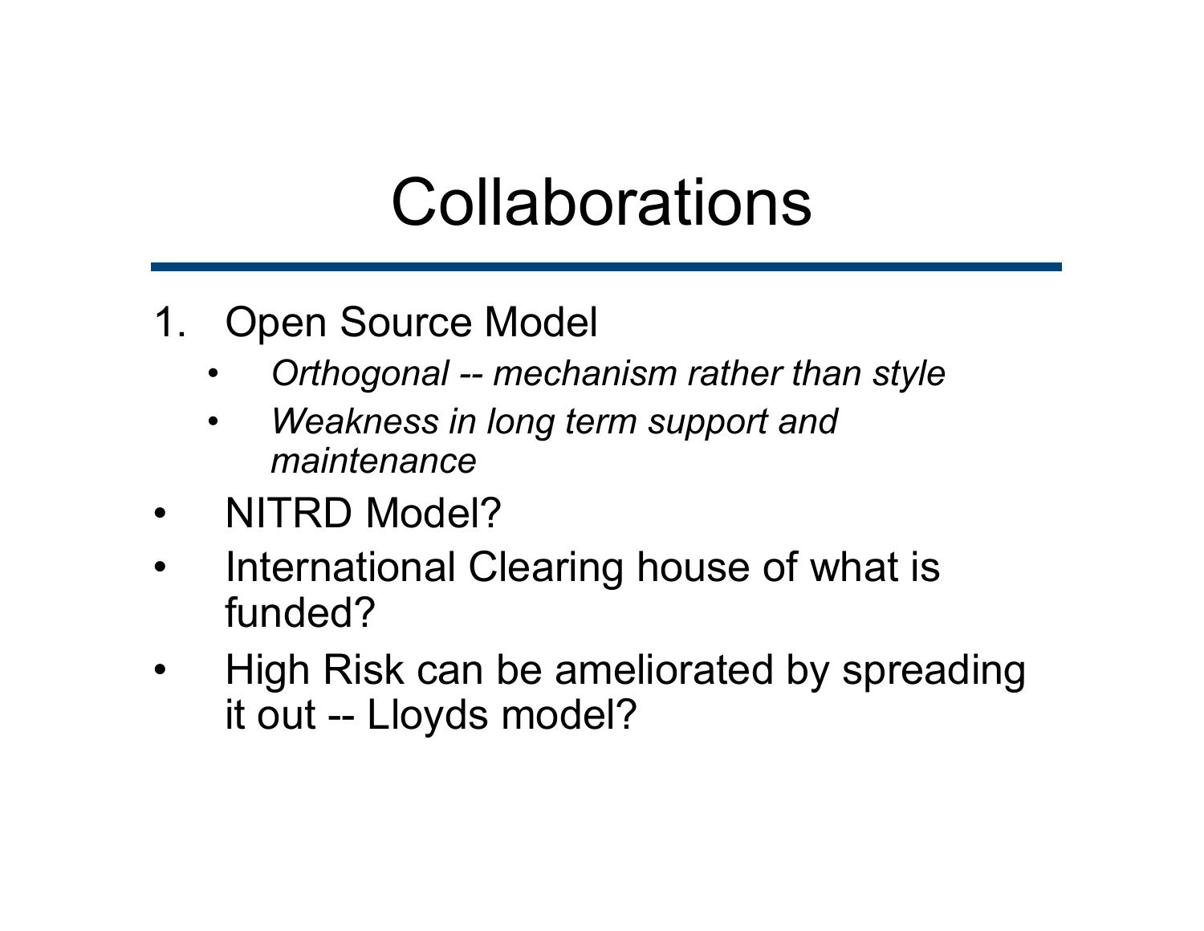# Collaborations

1. Open Source Model
   - *Orthogonal -- mechanism rather than style*
   - *Weakness in long term support and maintenance*

- NITRD Model?
- International Clearing house of what is funded?
- High Risk can be ameliorated by spreading it out -- Lloyds model?